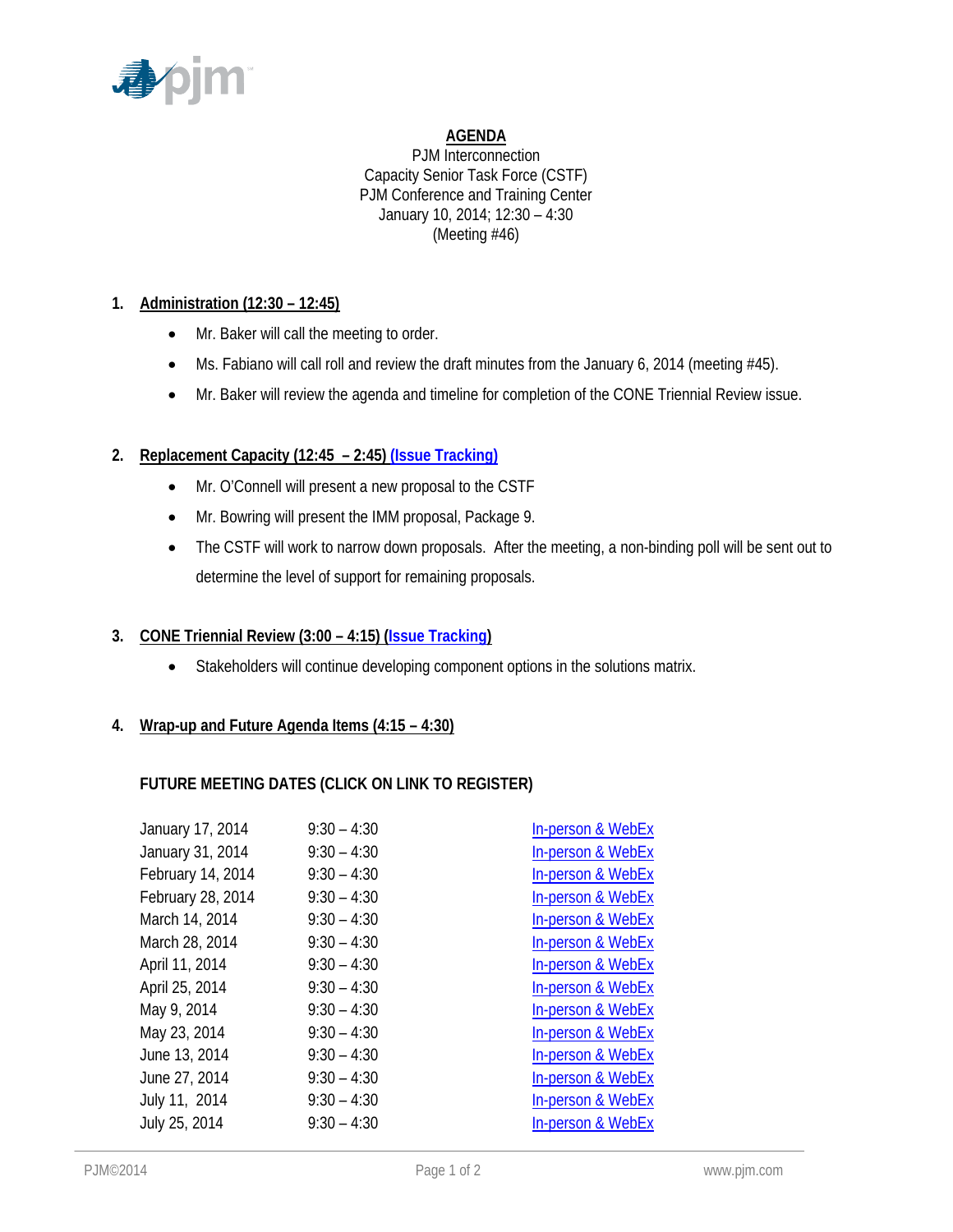# AGENDA

PJM Interconnection
Capacity Senior Task Force (CSTF)
PJM Conference and Training Center
January 10, 2014; 12:30 – 4:30
(Meeting #46)

## 1. Administration (12:30 – 12:45)

- Mr. Baker will call the meeting to order.
- Ms. Fabiano will call roll and review the draft minutes from the January 6, 2014 (meeting #45).
- Mr. Baker will review the agenda and timeline for completion of the CONE Triennial Review issue.

## 2. Replacement Capacity (12:45 – 2:45) (Issue Tracking)

- Mr. O'Connell will present a new proposal to the CSTF
- Mr. Bowring will present the IMM proposal, Package 9.
- The CSTF will work to narrow down proposals. After the meeting, a non-binding poll will be sent out to determine the level of support for remaining proposals.

## 3. CONE Triennial Review (3:00 – 4:15) (Issue Tracking)

- Stakeholders will continue developing component options in the solutions matrix.

## 4. Wrap-up and Future Agenda Items (4:15 – 4:30)

### FUTURE MEETING DATES (CLICK ON LINK TO REGISTER)

| | | |
|---|---|---|
| January 17, 2014 | 9:30 – 4:30 | In-person & WebEx |
| January 31, 2014 | 9:30 – 4:30 | In-person & WebEx |
| February 14, 2014 | 9:30 – 4:30 | In-person & WebEx |
| February 28, 2014 | 9:30 – 4:30 | In-person & WebEx |
| March 14, 2014 | 9:30 – 4:30 | In-person & WebEx |
| March 28, 2014 | 9:30 – 4:30 | In-person & WebEx |
| April 11, 2014 | 9:30 – 4:30 | In-person & WebEx |
| April 25, 2014 | 9:30 – 4:30 | In-person & WebEx |
| May 9, 2014 | 9:30 – 4:30 | In-person & WebEx |
| May 23, 2014 | 9:30 – 4:30 | In-person & WebEx |
| June 13, 2014 | 9:30 – 4:30 | In-person & WebEx |
| June 27, 2014 | 9:30 – 4:30 | In-person & WebEx |
| July 11, 2014 | 9:30 – 4:30 | In-person & WebEx |
| July 25, 2014 | 9:30 – 4:30 | In-person & WebEx |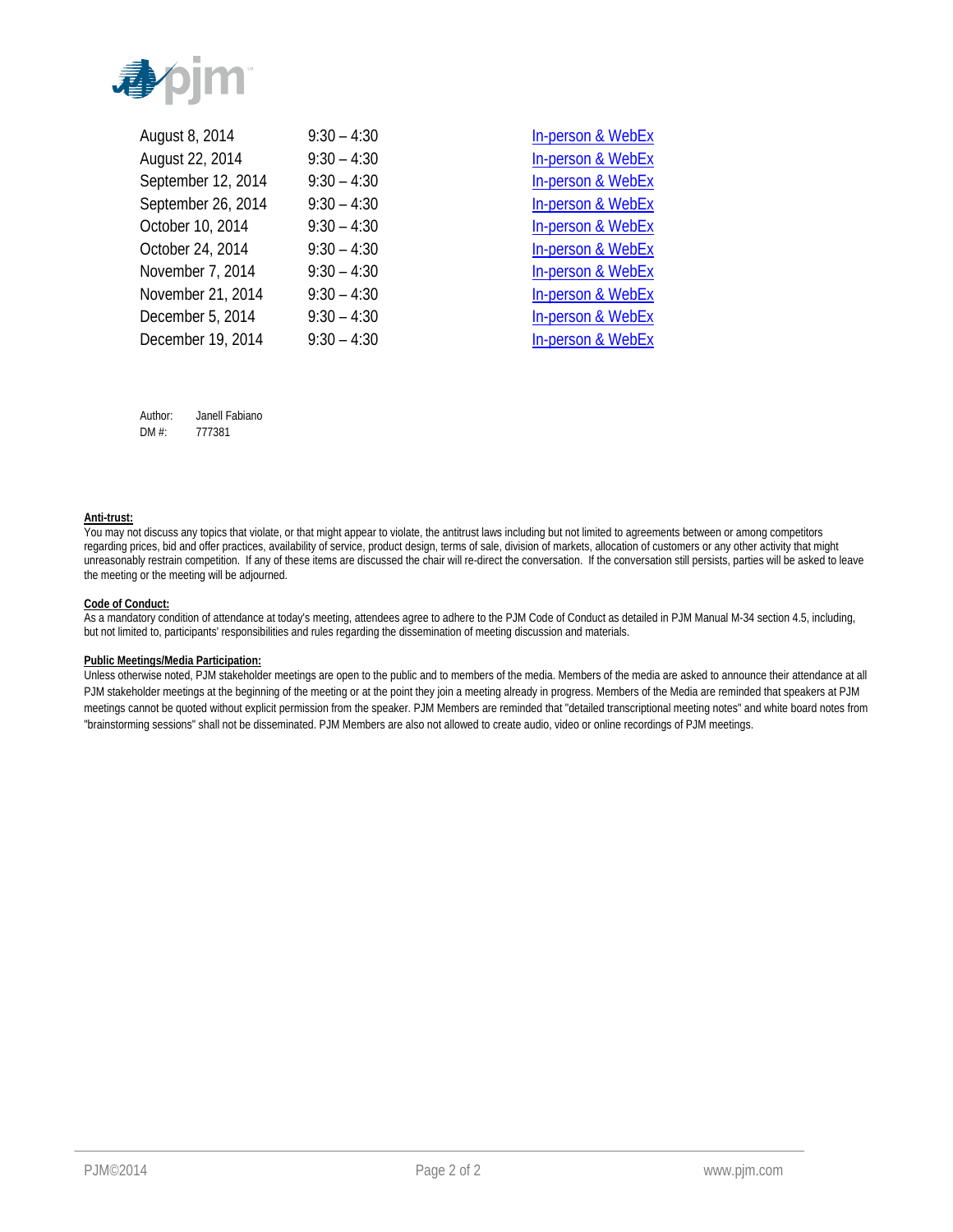| | | |
|---|---|---|
| August 8, 2014 | 9:30 – 4:30 | In-person & WebEx |
| August 22, 2014 | 9:30 – 4:30 | In-person & WebEx |
| September 12, 2014 | 9:30 – 4:30 | In-person & WebEx |
| September 26, 2014 | 9:30 – 4:30 | In-person & WebEx |
| October 10, 2014 | 9:30 – 4:30 | In-person & WebEx |
| October 24, 2014 | 9:30 – 4:30 | In-person & WebEx |
| November 7, 2014 | 9:30 – 4:30 | In-person & WebEx |
| November 21, 2014 | 9:30 – 4:30 | In-person & WebEx |
| December 5, 2014 | 9:30 – 4:30 | In-person & WebEx |
| December 19, 2014 | 9:30 – 4:30 | In-person & WebEx |

Author: Janell Fabiano
DM #: 777381

**Anti-trust:**

You may not discuss any topics that violate, or that might appear to violate, the antitrust laws including but not limited to agreements between or among competitors regarding prices, bid and offer practices, availability of service, product design, terms of sale, division of markets, allocation of customers or any other activity that might unreasonably restrain competition. If any of these items are discussed the chair will re-direct the conversation. If the conversation still persists, parties will be asked to leave the meeting or the meeting will be adjourned.

**Code of Conduct:**

As a mandatory condition of attendance at today's meeting, attendees agree to adhere to the PJM Code of Conduct as detailed in PJM Manual M-34 section 4.5, including, but not limited to, participants' responsibilities and rules regarding the dissemination of meeting discussion and materials.

**Public Meetings/Media Participation:**

Unless otherwise noted, PJM stakeholder meetings are open to the public and to members of the media. Members of the media are asked to announce their attendance at all PJM stakeholder meetings at the beginning of the meeting or at the point they join a meeting already in progress. Members of the Media are reminded that speakers at PJM meetings cannot be quoted without explicit permission from the speaker. PJM Members are reminded that "detailed transcriptional meeting notes" and white board notes from "brainstorming sessions" shall not be disseminated. PJM Members are also not allowed to create audio, video or online recordings of PJM meetings.